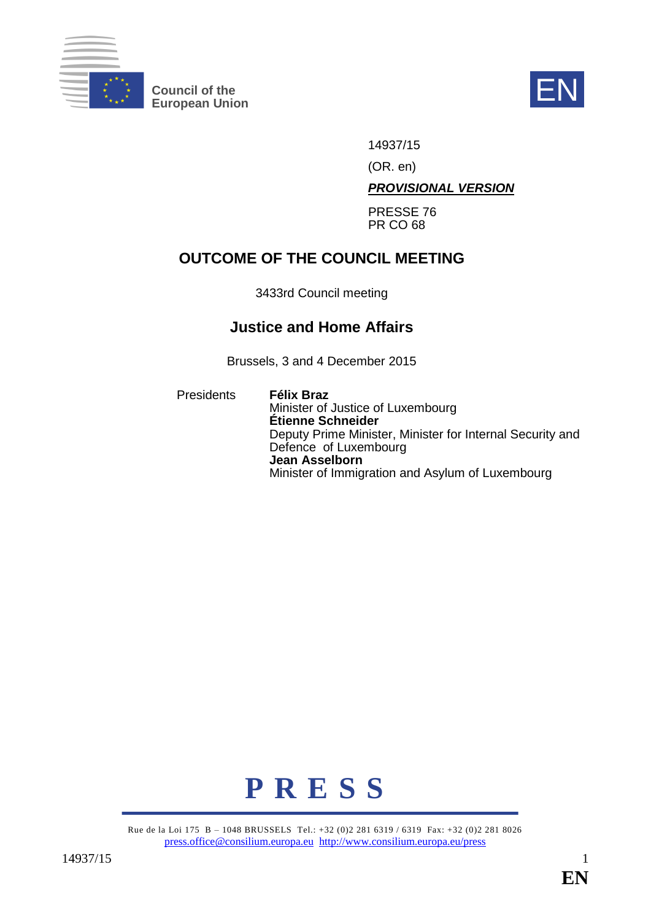Council of the European Union

EN

14937/15

(OR. en)

***PROVISIONAL VERSION***

PRESSE 76
PR CO 68

# OUTCOME OF THE COUNCIL MEETING

3433rd Council meeting

## Justice and Home Affairs

Brussels, 3 and 4 December 2015

Presidents

**Félix Braz**
Minister of Justice of Luxembourg
**Étienne Schneider**
Deputy Prime Minister, Minister for Internal Security and Defence of Luxembourg
**Jean Asselborn**
Minister of Immigration and Asylum of Luxembourg

# P R E S S

Rue de la Loi 175 B – 1048 BRUSSELS Tel.: +32 (0)2 281 6319 / 6319 Fax: +32 (0)2 281 8026
press.office@consilium.europa.eu http://www.consilium.europa.eu/press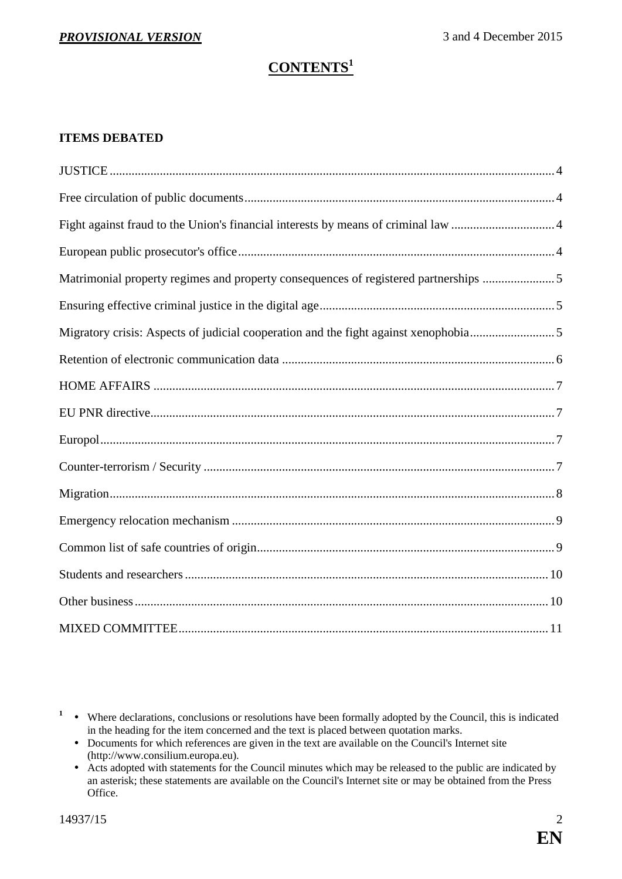# CONTENTS[1]

### ITEMS DEBATED

JUSTICE ... 4

Free circulation of public documents ... 4

Fight against fraud to the Union's financial interests by means of criminal law ... 4

European public prosecutor's office ... 4

Matrimonial property regimes and property consequences of registered partnerships ... 5

Ensuring effective criminal justice in the digital age ... 5

Migratory crisis: Aspects of judicial cooperation and the fight against xenophobia ... 5

Retention of electronic communication data ... 6

HOME AFFAIRS ... 7

EU PNR directive ... 7

Europol ... 7

Counter-terrorism / Security ... 7

Migration ... 8

Emergency relocation mechanism ... 9

Common list of safe countries of origin ... 9

Students and researchers ... 10

Other business ... 10

MIXED COMMITTEE ... 11

---

[1]
- Where declarations, conclusions or resolutions have been formally adopted by the Council, this is indicated in the heading for the item concerned and the text is placed between quotation marks.
- Documents for which references are given in the text are available on the Council's Internet site (http://www.consilium.europa.eu).
- Acts adopted with statements for the Council minutes which may be released to the public are indicated by an asterisk; these statements are available on the Council's Internet site or may be obtained from the Press Office.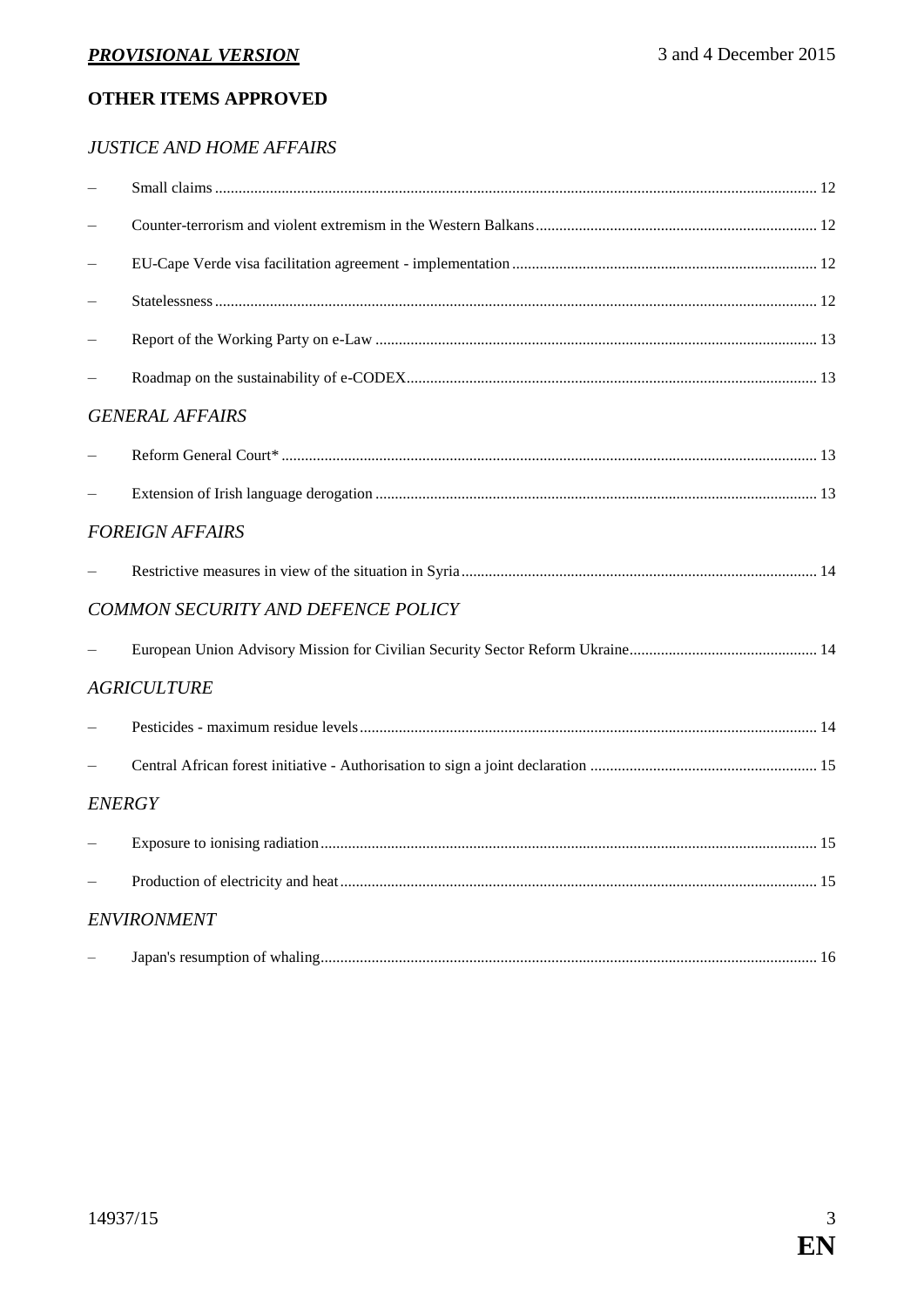## OTHER ITEMS APPROVED

### *JUSTICE AND HOME AFFAIRS*

- Small claims ... 12
- Counter-terrorism and violent extremism in the Western Balkans ... 12
- EU-Cape Verde visa facilitation agreement - implementation ... 12
- Statelessness ... 12
- Report of the Working Party on e-Law ... 13
- Roadmap on the sustainability of e-CODEX ... 13

### *GENERAL AFFAIRS*

- Reform General Court* ... 13
- Extension of Irish language derogation ... 13

### *FOREIGN AFFAIRS*

- Restrictive measures in view of the situation in Syria ... 14

### *COMMON SECURITY AND DEFENCE POLICY*

- European Union Advisory Mission for Civilian Security Sector Reform Ukraine ... 14

### *AGRICULTURE*

- Pesticides - maximum residue levels ... 14
- Central African forest initiative - Authorisation to sign a joint declaration ... 15

### *ENERGY*

- Exposure to ionising radiation ... 15
- Production of electricity and heat ... 15

### *ENVIRONMENT*

- Japan's resumption of whaling ... 16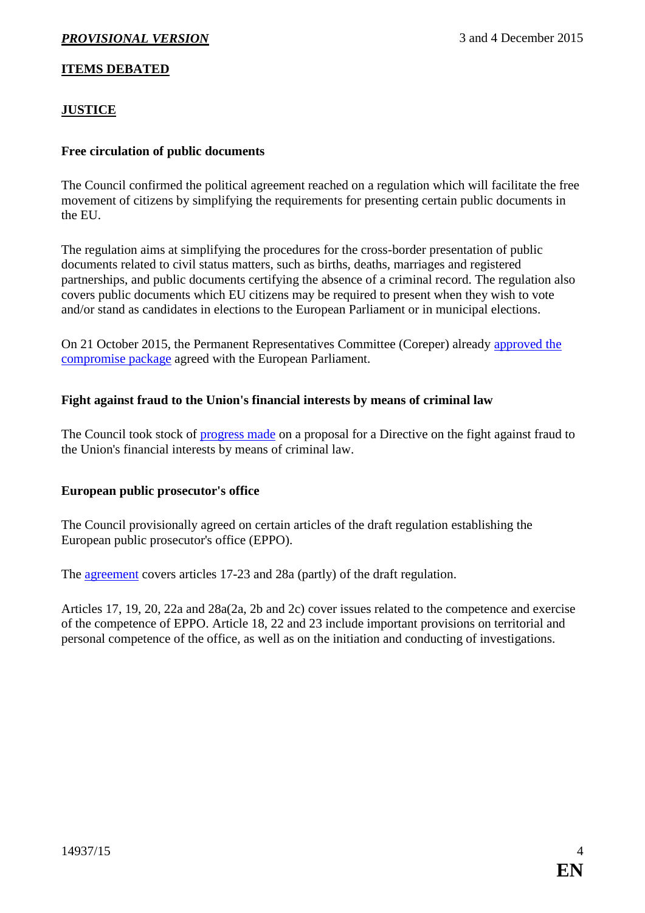## ITEMS DEBATED

## JUSTICE

### Free circulation of public documents

The Council confirmed the political agreement reached on a regulation which will facilitate the free movement of citizens by simplifying the requirements for presenting certain public documents in the EU.

The regulation aims at simplifying the procedures for the cross-border presentation of public documents related to civil status matters, such as births, deaths, marriages and registered partnerships, and public documents certifying the absence of a criminal record. The regulation also covers public documents which EU citizens may be required to present when they wish to vote and/or stand as candidates in elections to the European Parliament or in municipal elections.

On 21 October 2015, the Permanent Representatives Committee (Coreper) already approved the compromise package agreed with the European Parliament.

### Fight against fraud to the Union's financial interests by means of criminal law

The Council took stock of progress made on a proposal for a Directive on the fight against fraud to the Union's financial interests by means of criminal law.

### European public prosecutor's office

The Council provisionally agreed on certain articles of the draft regulation establishing the European public prosecutor's office (EPPO).

The agreement covers articles 17-23 and 28a (partly) of the draft regulation.

Articles 17, 19, 20, 22a and 28a(2a, 2b and 2c) cover issues related to the competence and exercise of the competence of EPPO. Article 18, 22 and 23 include important provisions on territorial and personal competence of the office, as well as on the initiation and conducting of investigations.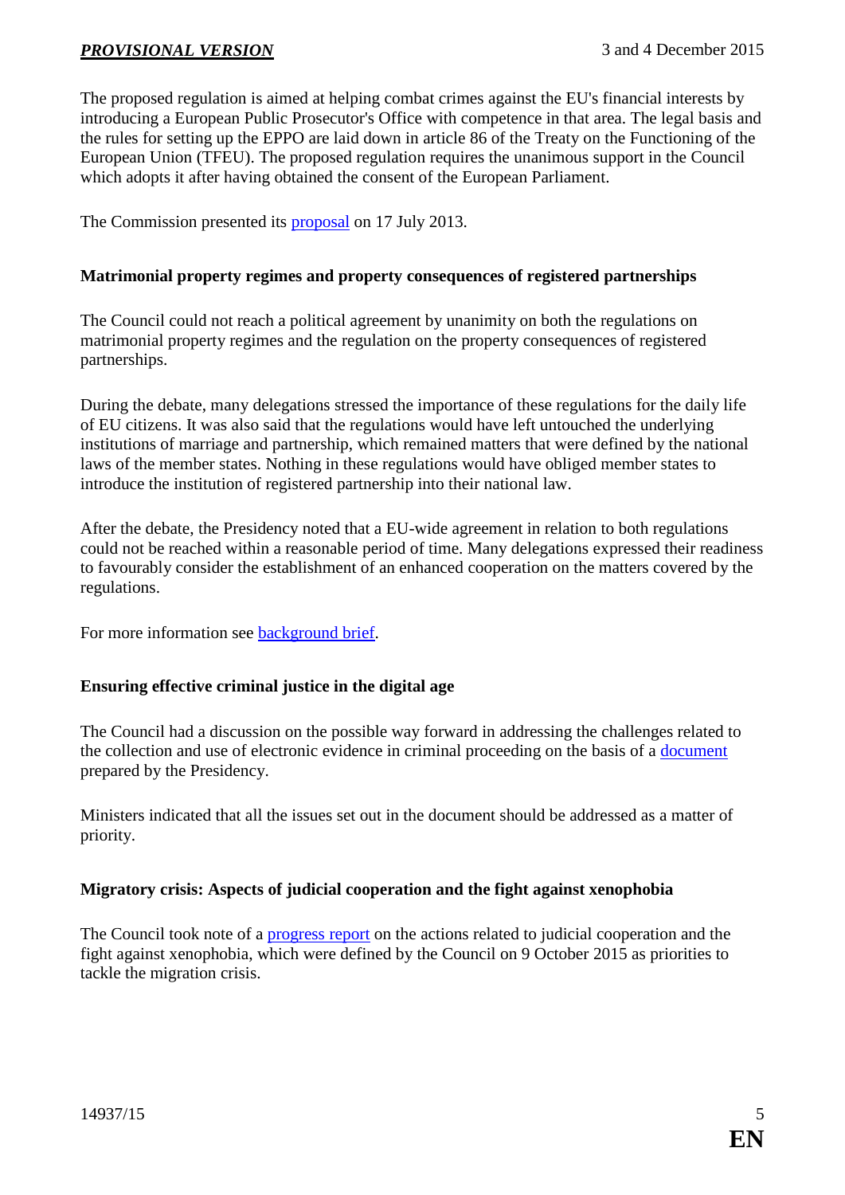The proposed regulation is aimed at helping combat crimes against the EU's financial interests by introducing a European Public Prosecutor's Office with competence in that area. The legal basis and the rules for setting up the EPPO are laid down in article 86 of the Treaty on the Functioning of the European Union (TFEU). The proposed regulation requires the unanimous support in the Council which adopts it after having obtained the consent of the European Parliament.

The Commission presented its proposal on 17 July 2013.

### Matrimonial property regimes and property consequences of registered partnerships

The Council could not reach a political agreement by unanimity on both the regulations on matrimonial property regimes and the regulation on the property consequences of registered partnerships.

During the debate, many delegations stressed the importance of these regulations for the daily life of EU citizens. It was also said that the regulations would have left untouched the underlying institutions of marriage and partnership, which remained matters that were defined by the national laws of the member states. Nothing in these regulations would have obliged member states to introduce the institution of registered partnership into their national law.

After the debate, the Presidency noted that a EU-wide agreement in relation to both regulations could not be reached within a reasonable period of time. Many delegations expressed their readiness to favourably consider the establishment of an enhanced cooperation on the matters covered by the regulations.

For more information see background brief.

### Ensuring effective criminal justice in the digital age

The Council had a discussion on the possible way forward in addressing the challenges related to the collection and use of electronic evidence in criminal proceeding on the basis of a document prepared by the Presidency.

Ministers indicated that all the issues set out in the document should be addressed as a matter of priority.

### Migratory crisis: Aspects of judicial cooperation and the fight against xenophobia

The Council took note of a progress report on the actions related to judicial cooperation and the fight against xenophobia, which were defined by the Council on 9 October 2015 as priorities to tackle the migration crisis.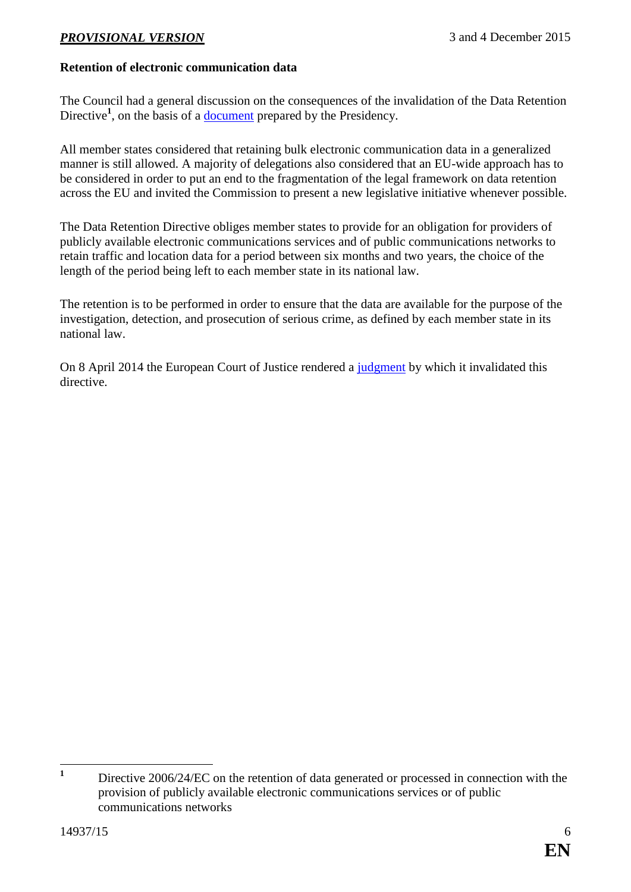**Retention of electronic communication data**

The Council had a general discussion on the consequences of the invalidation of the Data Retention Directive[1], on the basis of a document prepared by the Presidency.

All member states considered that retaining bulk electronic communication data in a generalized manner is still allowed. A majority of delegations also considered that an EU-wide approach has to be considered in order to put an end to the fragmentation of the legal framework on data retention across the EU and invited the Commission to present a new legislative initiative whenever possible.

The Data Retention Directive obliges member states to provide for an obligation for providers of publicly available electronic communications services and of public communications networks to retain traffic and location data for a period between six months and two years, the choice of the length of the period being left to each member state in its national law.

The retention is to be performed in order to ensure that the data are available for the purpose of the investigation, detection, and prosecution of serious crime, as defined by each member state in its national law.

On 8 April 2014 the European Court of Justice rendered a judgment by which it invalidated this directive.

[1] Directive 2006/24/EC on the retention of data generated or processed in connection with the provision of publicly available electronic communications services or of public communications networks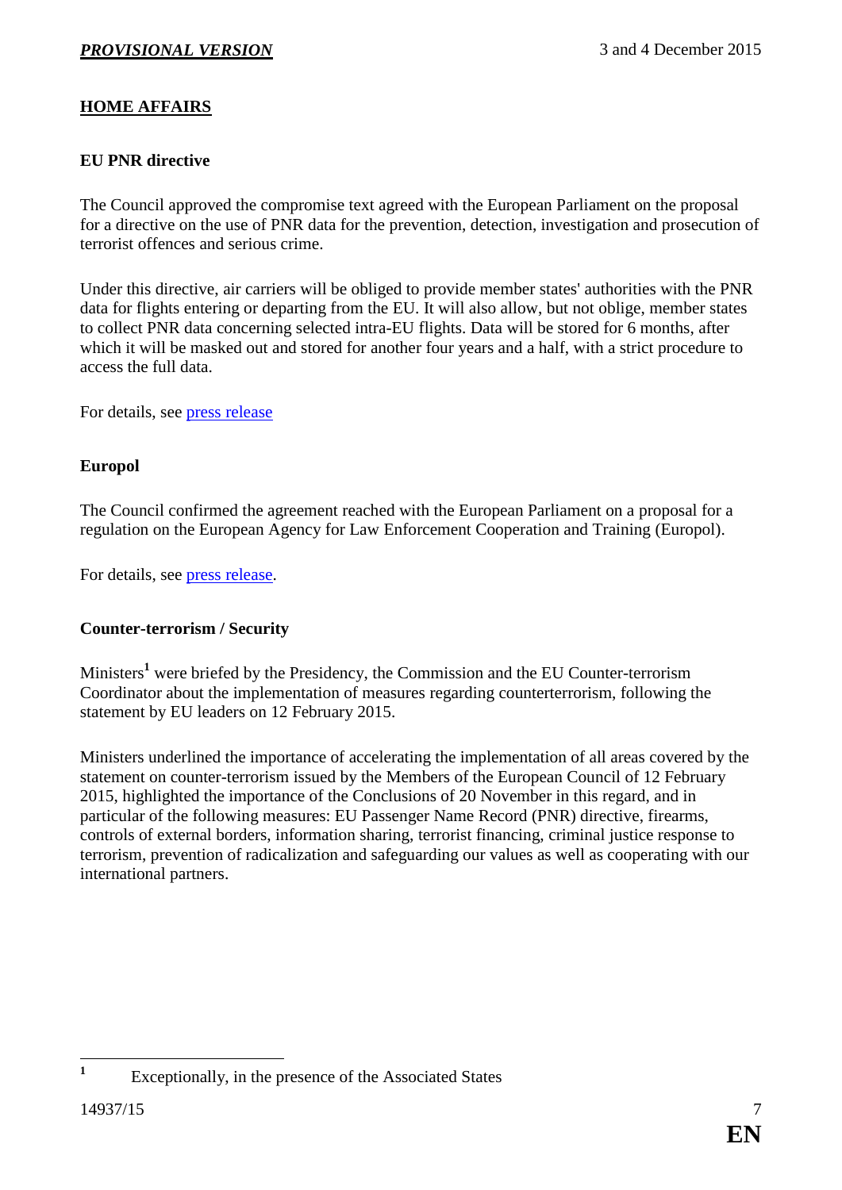## HOME AFFAIRS

### EU PNR directive

The Council approved the compromise text agreed with the European Parliament on the proposal for a directive on the use of PNR data for the prevention, detection, investigation and prosecution of terrorist offences and serious crime.

Under this directive, air carriers will be obliged to provide member states' authorities with the PNR data for flights entering or departing from the EU. It will also allow, but not oblige, member states to collect PNR data concerning selected intra-EU flights. Data will be stored for 6 months, after which it will be masked out and stored for another four years and a half, with a strict procedure to access the full data.

For details, see press release

### Europol

The Council confirmed the agreement reached with the European Parliament on a proposal for a regulation on the European Agency for Law Enforcement Cooperation and Training (Europol).

For details, see press release.

### Counter-terrorism / Security

Ministers[1] were briefed by the Presidency, the Commission and the EU Counter-terrorism Coordinator about the implementation of measures regarding counterterrorism, following the statement by EU leaders on 12 February 2015.

Ministers underlined the importance of accelerating the implementation of all areas covered by the statement on counter-terrorism issued by the Members of the European Council of 12 February 2015, highlighted the importance of the Conclusions of 20 November in this regard, and in particular of the following measures: EU Passenger Name Record (PNR) directive, firearms, controls of external borders, information sharing, terrorist financing, criminal justice response to terrorism, prevention of radicalization and safeguarding our values as well as cooperating with our international partners.

[1] Exceptionally, in the presence of the Associated States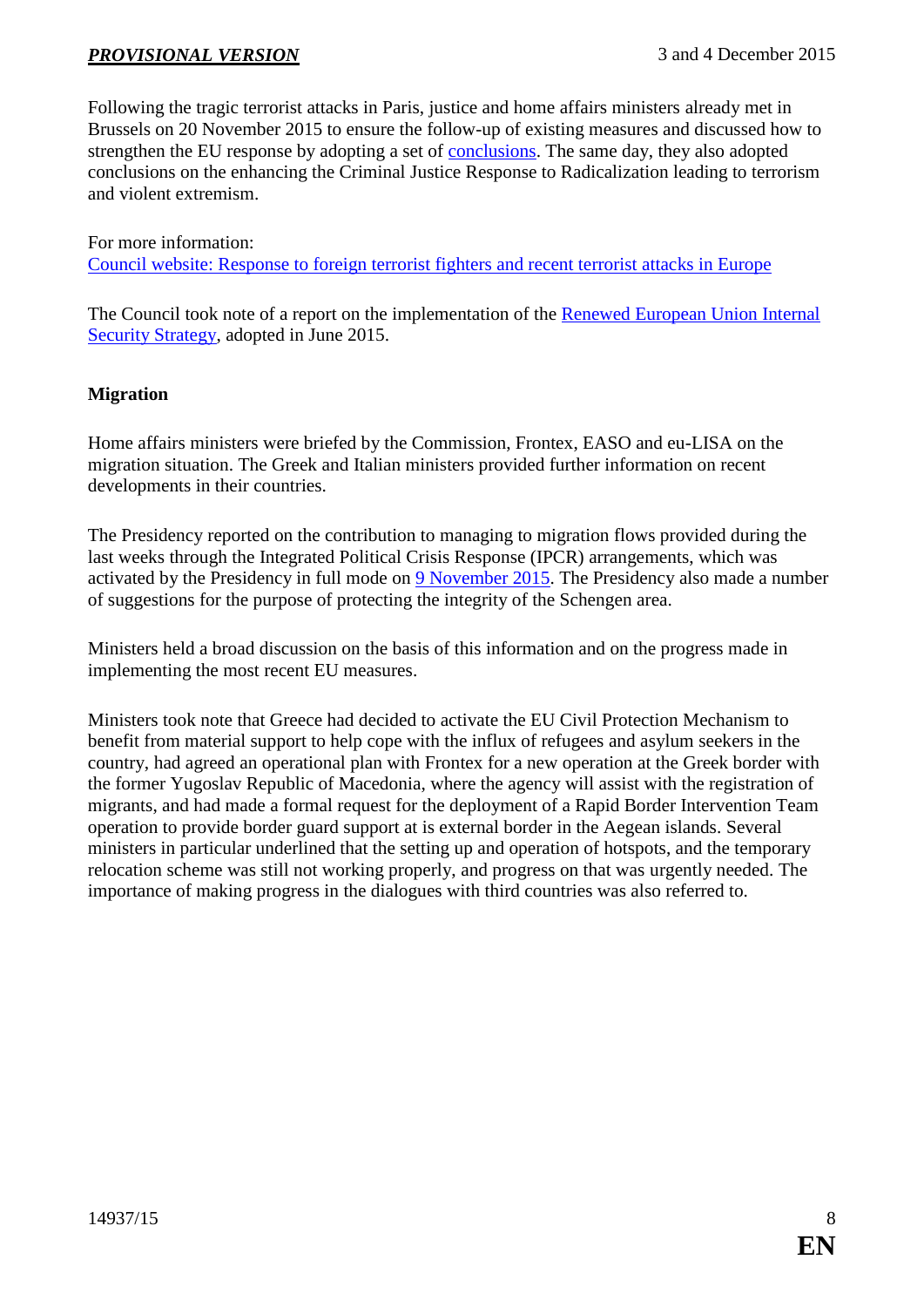Following the tragic terrorist attacks in Paris, justice and home affairs ministers already met in Brussels on 20 November 2015 to ensure the follow-up of existing measures and discussed how to strengthen the EU response by adopting a set of conclusions. The same day, they also adopted conclusions on the enhancing the Criminal Justice Response to Radicalization leading to terrorism and violent extremism.

For more information:
Council website: Response to foreign terrorist fighters and recent terrorist attacks in Europe

The Council took note of a report on the implementation of the Renewed European Union Internal Security Strategy, adopted in June 2015.

**Migration**

Home affairs ministers were briefed by the Commission, Frontex, EASO and eu-LISA on the migration situation. The Greek and Italian ministers provided further information on recent developments in their countries.

The Presidency reported on the contribution to managing to migration flows provided during the last weeks through the Integrated Political Crisis Response (IPCR) arrangements, which was activated by the Presidency in full mode on 9 November 2015. The Presidency also made a number of suggestions for the purpose of protecting the integrity of the Schengen area.

Ministers held a broad discussion on the basis of this information and on the progress made in implementing the most recent EU measures.

Ministers took note that Greece had decided to activate the EU Civil Protection Mechanism to benefit from material support to help cope with the influx of refugees and asylum seekers in the country, had agreed an operational plan with Frontex for a new operation at the Greek border with the former Yugoslav Republic of Macedonia, where the agency will assist with the registration of migrants, and had made a formal request for the deployment of a Rapid Border Intervention Team operation to provide border guard support at is external border in the Aegean islands. Several ministers in particular underlined that the setting up and operation of hotspots, and the temporary relocation scheme was still not working properly, and progress on that was urgently needed. The importance of making progress in the dialogues with third countries was also referred to.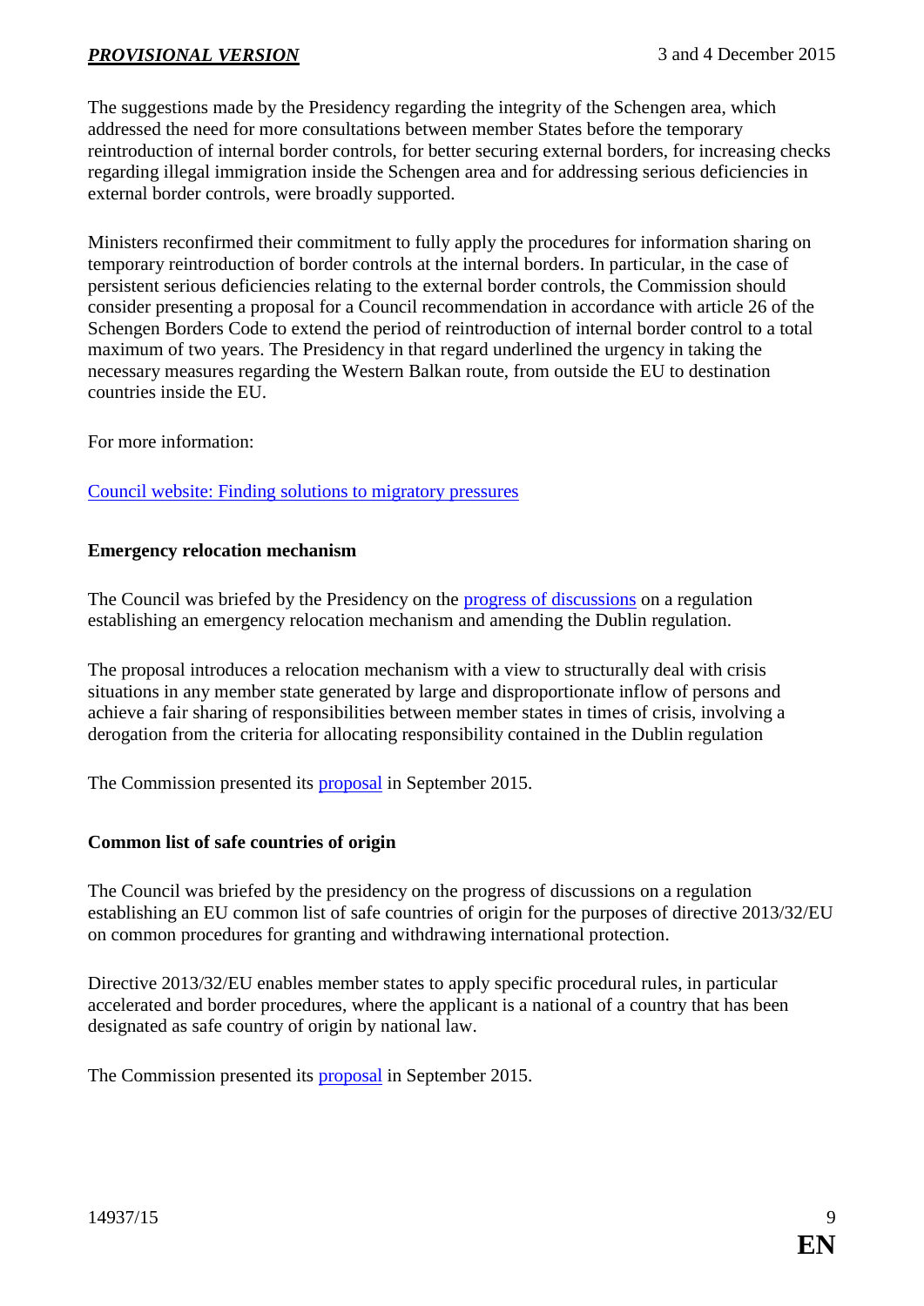The suggestions made by the Presidency regarding the integrity of the Schengen area, which addressed the need for more consultations between member States before the temporary reintroduction of internal border controls, for better securing external borders, for increasing checks regarding illegal immigration inside the Schengen area and for addressing serious deficiencies in external border controls, were broadly supported.

Ministers reconfirmed their commitment to fully apply the procedures for information sharing on temporary reintroduction of border controls at the internal borders. In particular, in the case of persistent serious deficiencies relating to the external border controls, the Commission should consider presenting a proposal for a Council recommendation in accordance with article 26 of the Schengen Borders Code to extend the period of reintroduction of internal border control to a total maximum of two years. The Presidency in that regard underlined the urgency in taking the necessary measures regarding the Western Balkan route, from outside the EU to destination countries inside the EU.

For more information:

Council website: Finding solutions to migratory pressures

**Emergency relocation mechanism**

The Council was briefed by the Presidency on the progress of discussions on a regulation establishing an emergency relocation mechanism and amending the Dublin regulation.

The proposal introduces a relocation mechanism with a view to structurally deal with crisis situations in any member state generated by large and disproportionate inflow of persons and achieve a fair sharing of responsibilities between member states in times of crisis, involving a derogation from the criteria for allocating responsibility contained in the Dublin regulation

The Commission presented its proposal in September 2015.

**Common list of safe countries of origin**

The Council was briefed by the presidency on the progress of discussions on a regulation establishing an EU common list of safe countries of origin for the purposes of directive 2013/32/EU on common procedures for granting and withdrawing international protection.

Directive 2013/32/EU enables member states to apply specific procedural rules, in particular accelerated and border procedures, where the applicant is a national of a country that has been designated as safe country of origin by national law.

The Commission presented its proposal in September 2015.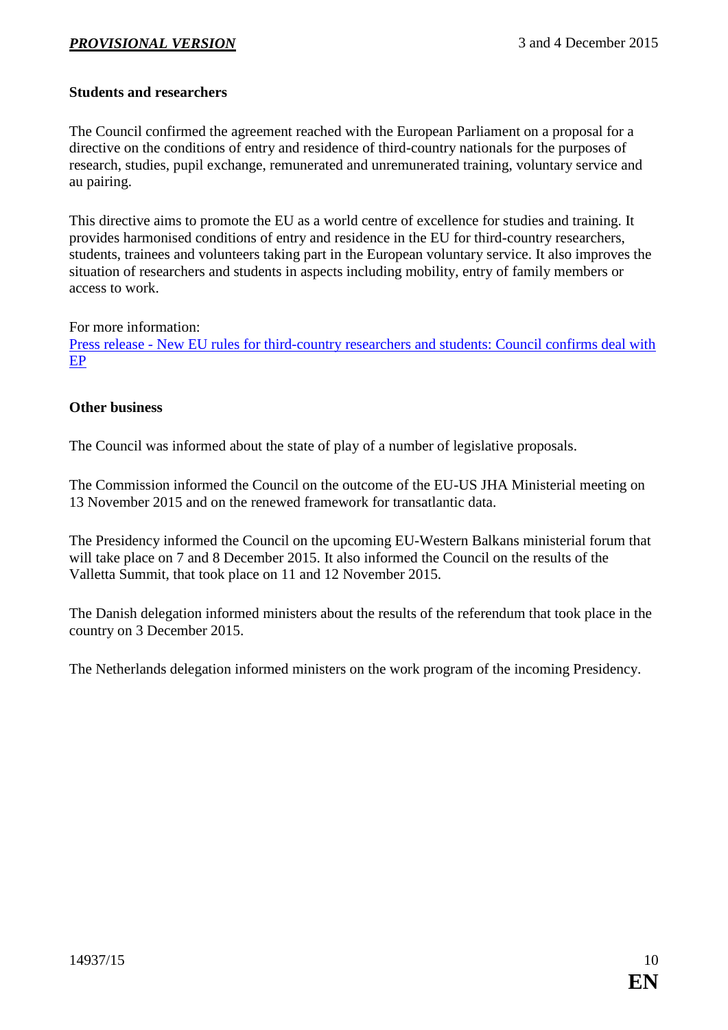### Students and researchers

The Council confirmed the agreement reached with the European Parliament on a proposal for a directive on the conditions of entry and residence of third-country nationals for the purposes of research, studies, pupil exchange, remunerated and unremunerated training, voluntary service and au pairing.

This directive aims to promote the EU as a world centre of excellence for studies and training. It provides harmonised conditions of entry and residence in the EU for third-country researchers, students, trainees and volunteers taking part in the European voluntary service. It also improves the situation of researchers and students in aspects including mobility, entry of family members or access to work.

For more information:
Press release - New EU rules for third-country researchers and students: Council confirms deal with EP

### Other business

The Council was informed about the state of play of a number of legislative proposals.

The Commission informed the Council on the outcome of the EU-US JHA Ministerial meeting on 13 November 2015 and on the renewed framework for transatlantic data.

The Presidency informed the Council on the upcoming EU-Western Balkans ministerial forum that will take place on 7 and 8 December 2015. It also informed the Council on the results of the Valletta Summit, that took place on 11 and 12 November 2015.

The Danish delegation informed ministers about the results of the referendum that took place in the country on 3 December 2015.

The Netherlands delegation informed ministers on the work program of the incoming Presidency.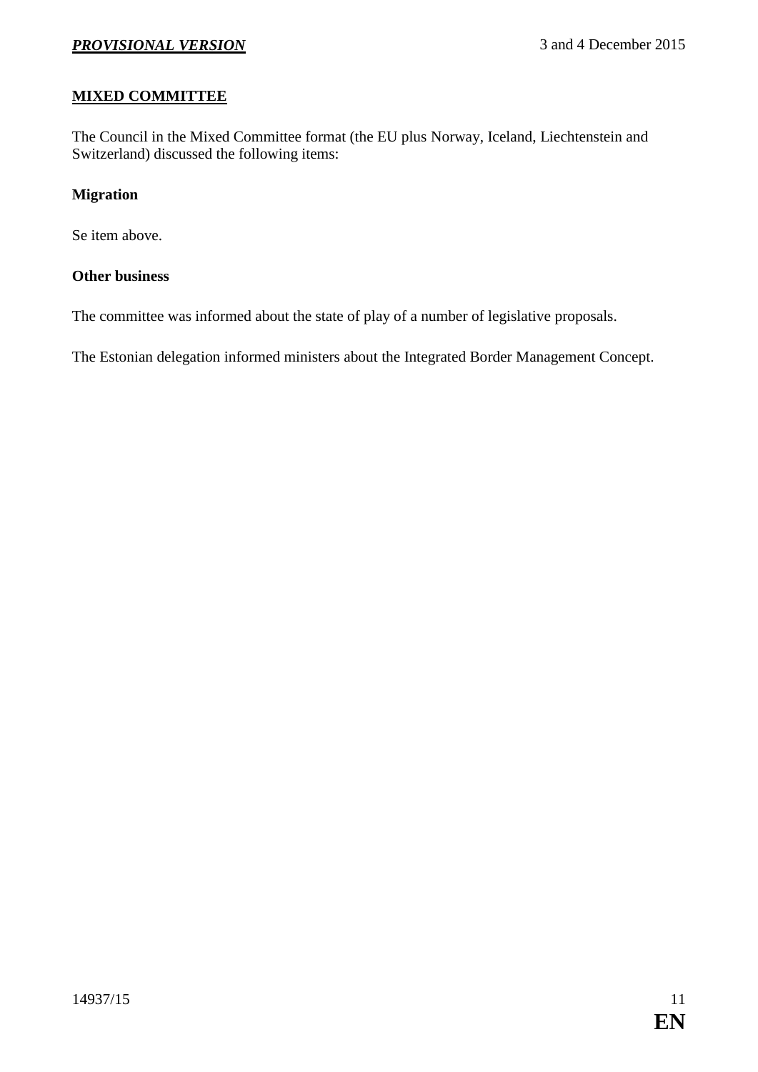## MIXED COMMITTEE

The Council in the Mixed Committee format (the EU plus Norway, Iceland, Liechtenstein and Switzerland) discussed the following items:

### Migration

Se item above.

### Other business

The committee was informed about the state of play of a number of legislative proposals.

The Estonian delegation informed ministers about the Integrated Border Management Concept.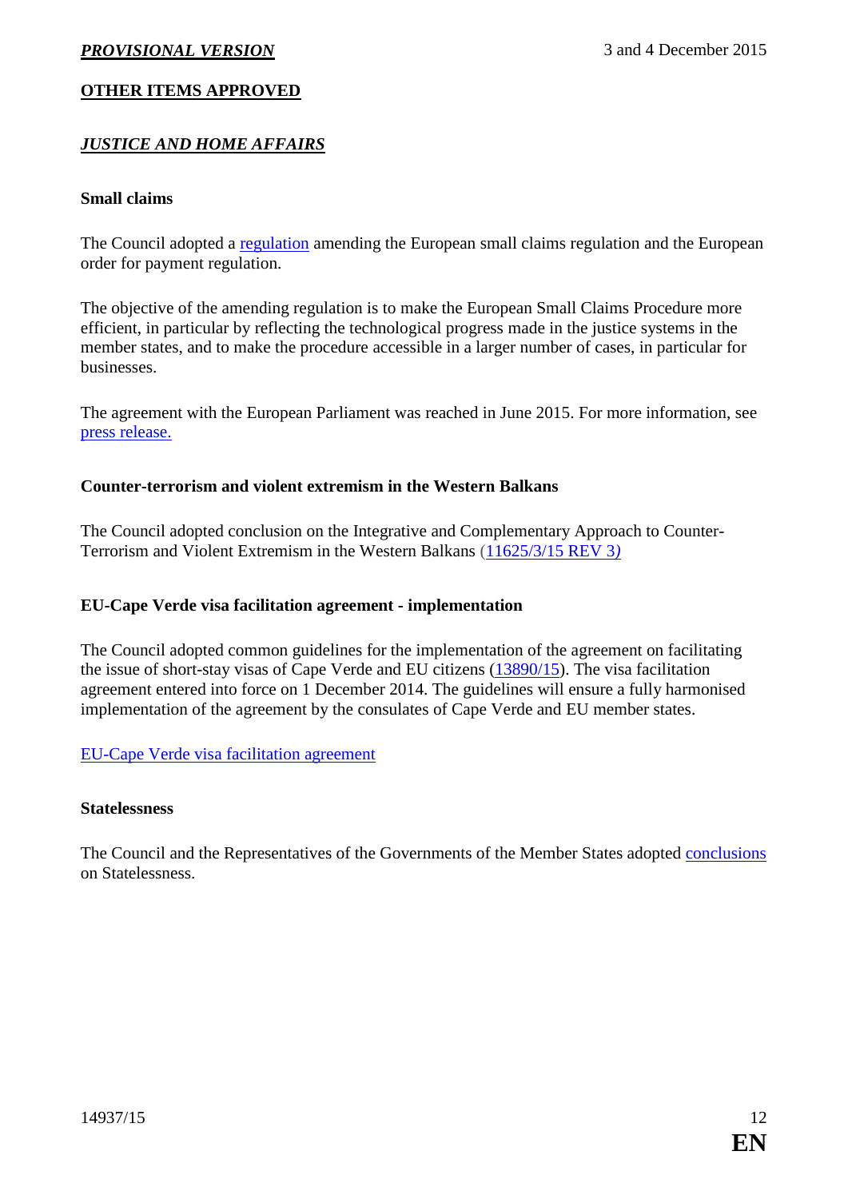## OTHER ITEMS APPROVED

### *JUSTICE AND HOME AFFAIRS*

**Small claims**

The Council adopted a regulation amending the European small claims regulation and the European order for payment regulation.

The objective of the amending regulation is to make the European Small Claims Procedure more efficient, in particular by reflecting the technological progress made in the justice systems in the member states, and to make the procedure accessible in a larger number of cases, in particular for businesses.

The agreement with the European Parliament was reached in June 2015. For more information, see press release.

**Counter-terrorism and violent extremism in the Western Balkans**

The Council adopted conclusion on the Integrative and Complementary Approach to Counter-Terrorism and Violent Extremism in the Western Balkans (11625/3/15 REV 3*)*

**EU-Cape Verde visa facilitation agreement - implementation**

The Council adopted common guidelines for the implementation of the agreement on facilitating the issue of short-stay visas of Cape Verde and EU citizens (13890/15). The visa facilitation agreement entered into force on 1 December 2014. The guidelines will ensure a fully harmonised implementation of the agreement by the consulates of Cape Verde and EU member states.

EU-Cape Verde visa facilitation agreement

**Statelessness**

The Council and the Representatives of the Governments of the Member States adopted conclusions on Statelessness.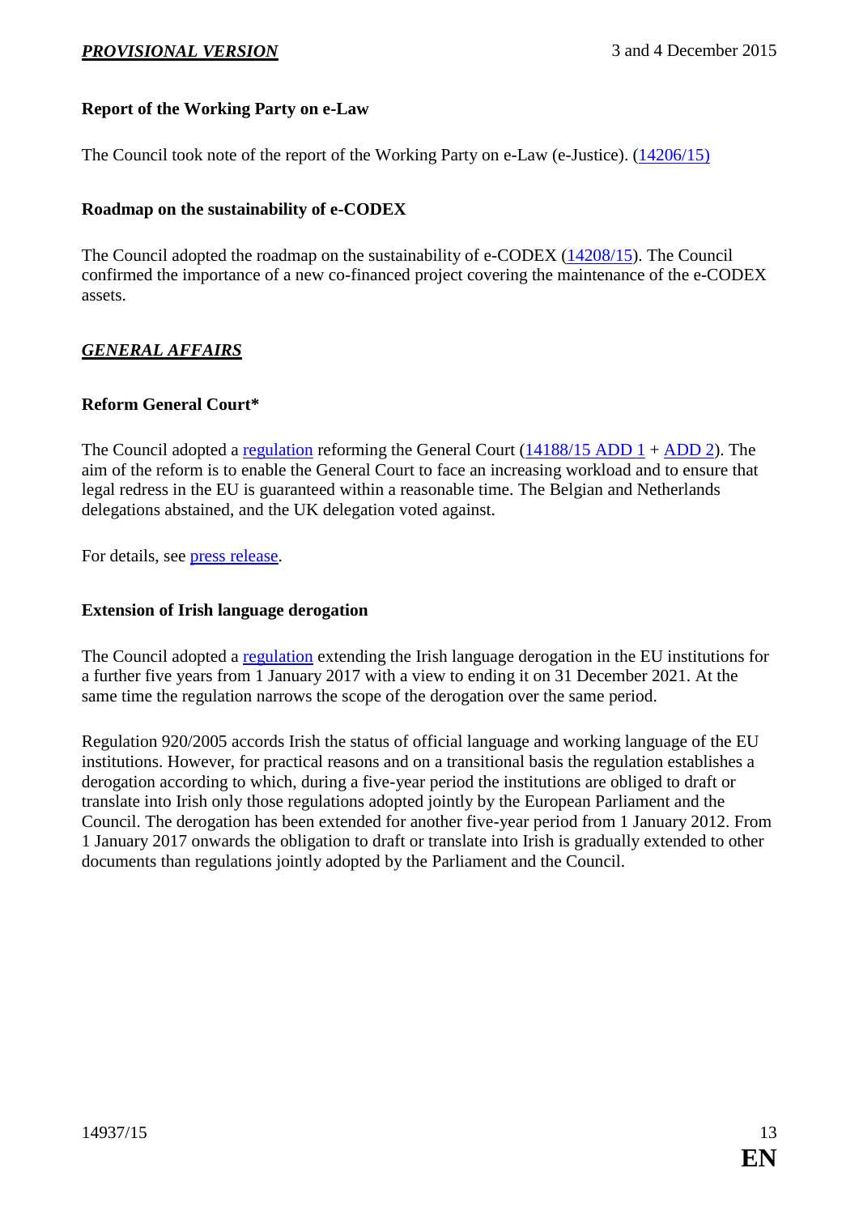### Report of the Working Party on e-Law

The Council took note of the report of the Working Party on e-Law (e-Justice). (14206/15)

### Roadmap on the sustainability of e-CODEX

The Council adopted the roadmap on the sustainability of e-CODEX (14208/15). The Council confirmed the importance of a new co-financed project covering the maintenance of the e-CODEX assets.

## *GENERAL AFFAIRS*

### Reform General Court*

The Council adopted a regulation reforming the General Court (14188/15 ADD 1 + ADD 2). The aim of the reform is to enable the General Court to face an increasing workload and to ensure that legal redress in the EU is guaranteed within a reasonable time. The Belgian and Netherlands delegations abstained, and the UK delegation voted against.

For details, see press release.

### Extension of Irish language derogation

The Council adopted a regulation extending the Irish language derogation in the EU institutions for a further five years from 1 January 2017 with a view to ending it on 31 December 2021. At the same time the regulation narrows the scope of the derogation over the same period.

Regulation 920/2005 accords Irish the status of official language and working language of the EU institutions. However, for practical reasons and on a transitional basis the regulation establishes a derogation according to which, during a five-year period the institutions are obliged to draft or translate into Irish only those regulations adopted jointly by the European Parliament and the Council. The derogation has been extended for another five-year period from 1 January 2012. From 1 January 2017 onwards the obligation to draft or translate into Irish is gradually extended to other documents than regulations jointly adopted by the Parliament and the Council.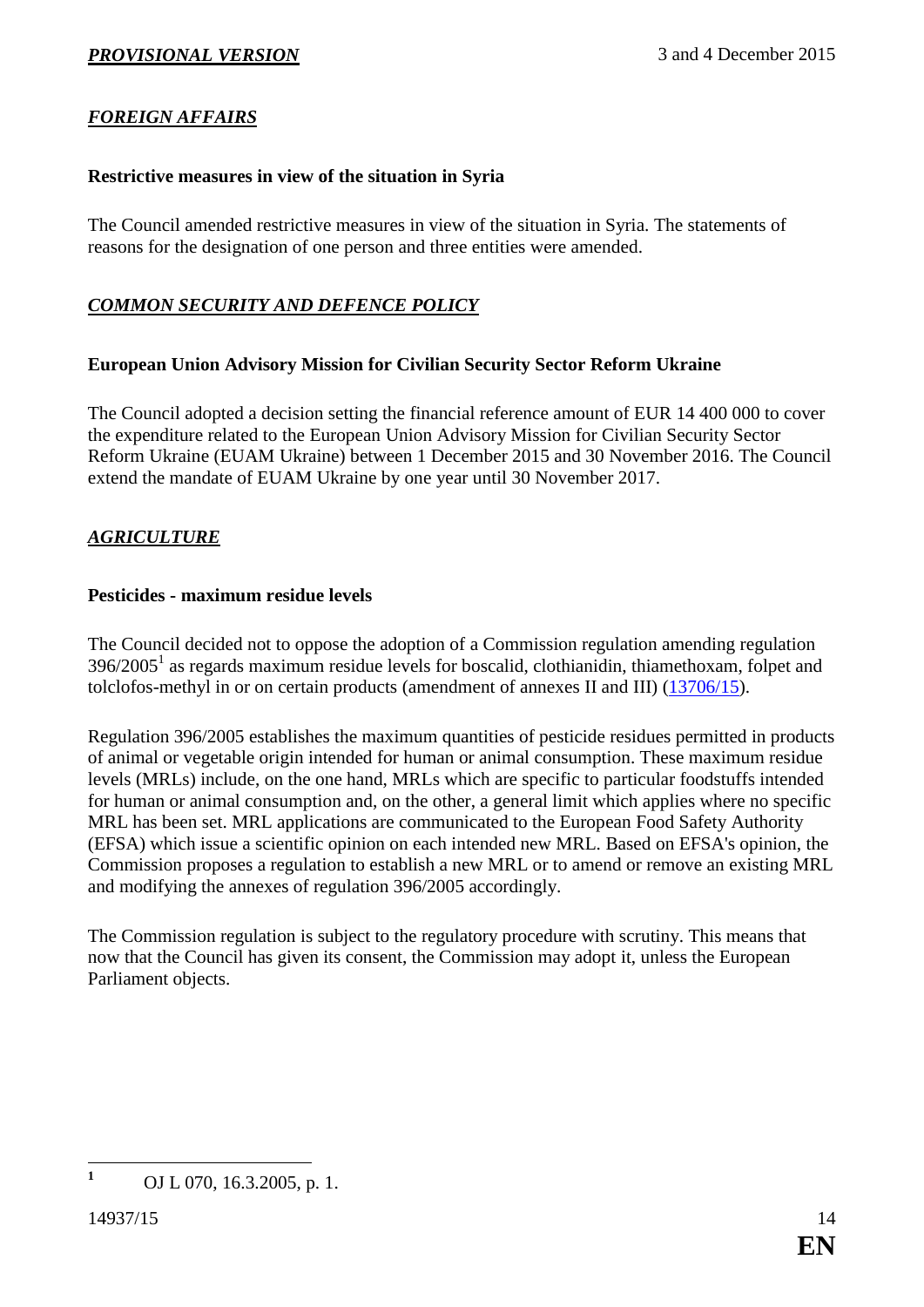## *FOREIGN AFFAIRS*

### Restrictive measures in view of the situation in Syria

The Council amended restrictive measures in view of the situation in Syria. The statements of reasons for the designation of one person and three entities were amended.

## *COMMON SECURITY AND DEFENCE POLICY*

### European Union Advisory Mission for Civilian Security Sector Reform Ukraine

The Council adopted a decision setting the financial reference amount of EUR 14 400 000 to cover the expenditure related to the European Union Advisory Mission for Civilian Security Sector Reform Ukraine (EUAM Ukraine) between 1 December 2015 and 30 November 2016. The Council extend the mandate of EUAM Ukraine by one year until 30 November 2017.

## *AGRICULTURE*

### Pesticides - maximum residue levels

The Council decided not to oppose the adoption of a Commission regulation amending regulation 396/2005[1] as regards maximum residue levels for boscalid, clothianidin, thiamethoxam, folpet and tolclofos-methyl in or on certain products (amendment of annexes II and III) (13706/15).

Regulation 396/2005 establishes the maximum quantities of pesticide residues permitted in products of animal or vegetable origin intended for human or animal consumption. These maximum residue levels (MRLs) include, on the one hand, MRLs which are specific to particular foodstuffs intended for human or animal consumption and, on the other, a general limit which applies where no specific MRL has been set. MRL applications are communicated to the European Food Safety Authority (EFSA) which issue a scientific opinion on each intended new MRL. Based on EFSA's opinion, the Commission proposes a regulation to establish a new MRL or to amend or remove an existing MRL and modifying the annexes of regulation 396/2005 accordingly.

The Commission regulation is subject to the regulatory procedure with scrutiny. This means that now that the Council has given its consent, the Commission may adopt it, unless the European Parliament objects.

---

[1] OJ L 070, 16.3.2005, p. 1.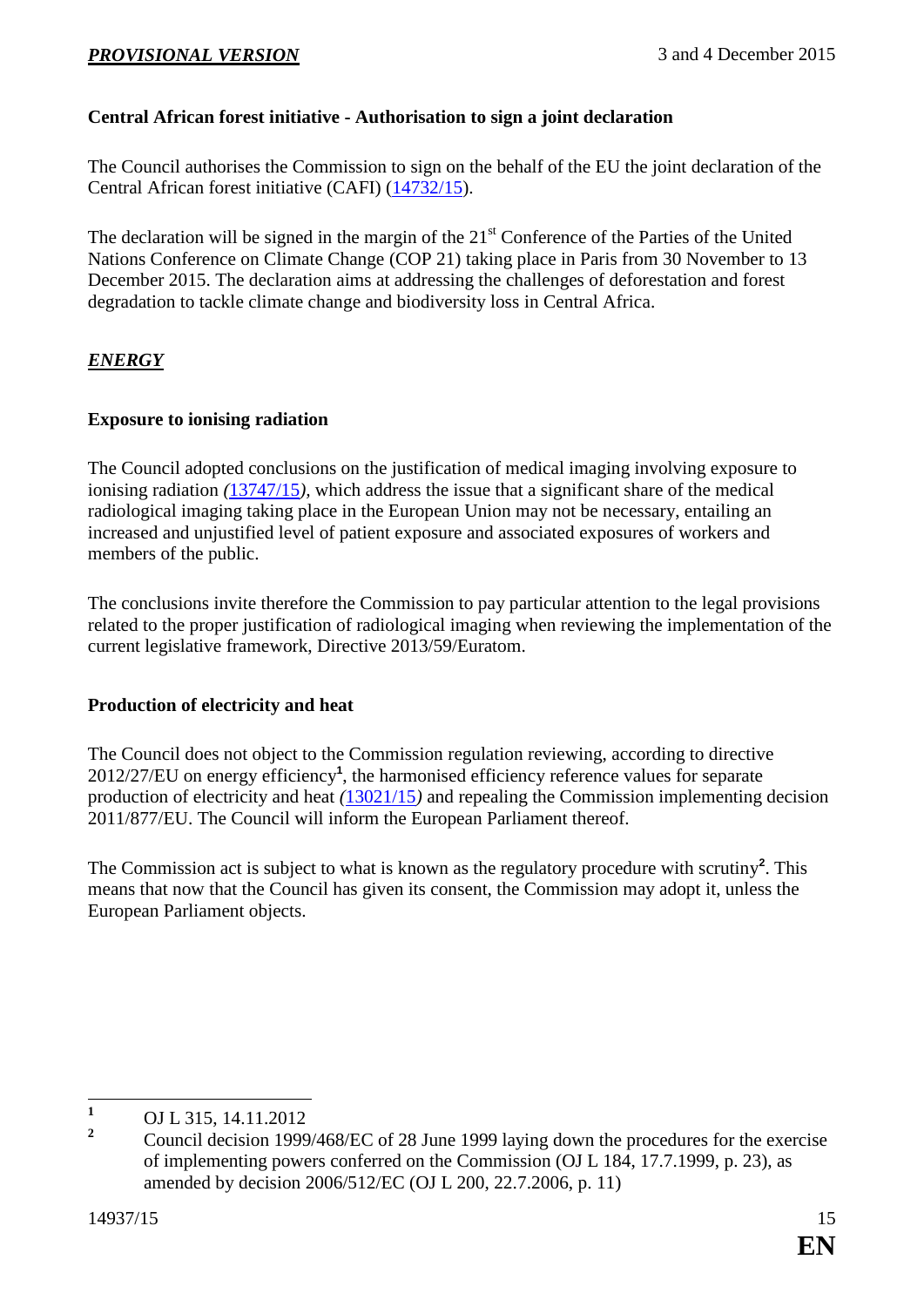**Central African forest initiative - Authorisation to sign a joint declaration**

The Council authorises the Commission to sign on the behalf of the EU the joint declaration of the Central African forest initiative (CAFI) (14732/15).

The declaration will be signed in the margin of the 21st Conference of the Parties of the United Nations Conference on Climate Change (COP 21) taking place in Paris from 30 November to 13 December 2015. The declaration aims at addressing the challenges of deforestation and forest degradation to tackle climate change and biodiversity loss in Central Africa.

## *ENERGY*

**Exposure to ionising radiation**

The Council adopted conclusions on the justification of medical imaging involving exposure to ionising radiation *(13747/15)*, which address the issue that a significant share of the medical radiological imaging taking place in the European Union may not be necessary, entailing an increased and unjustified level of patient exposure and associated exposures of workers and members of the public.

The conclusions invite therefore the Commission to pay particular attention to the legal provisions related to the proper justification of radiological imaging when reviewing the implementation of the current legislative framework, Directive 2013/59/Euratom.

**Production of electricity and heat**

The Council does not object to the Commission regulation reviewing, according to directive 2012/27/EU on energy efficiency[1], the harmonised efficiency reference values for separate production of electricity and heat *(13021/15)* and repealing the Commission implementing decision 2011/877/EU. The Council will inform the European Parliament thereof.

The Commission act is subject to what is known as the regulatory procedure with scrutiny[2]. This means that now that the Council has given its consent, the Commission may adopt it, unless the European Parliament objects.

---

[1] OJ L 315, 14.11.2012

[2] Council decision 1999/468/EC of 28 June 1999 laying down the procedures for the exercise of implementing powers conferred on the Commission (OJ L 184, 17.7.1999, p. 23), as amended by decision 2006/512/EC (OJ L 200, 22.7.2006, p. 11)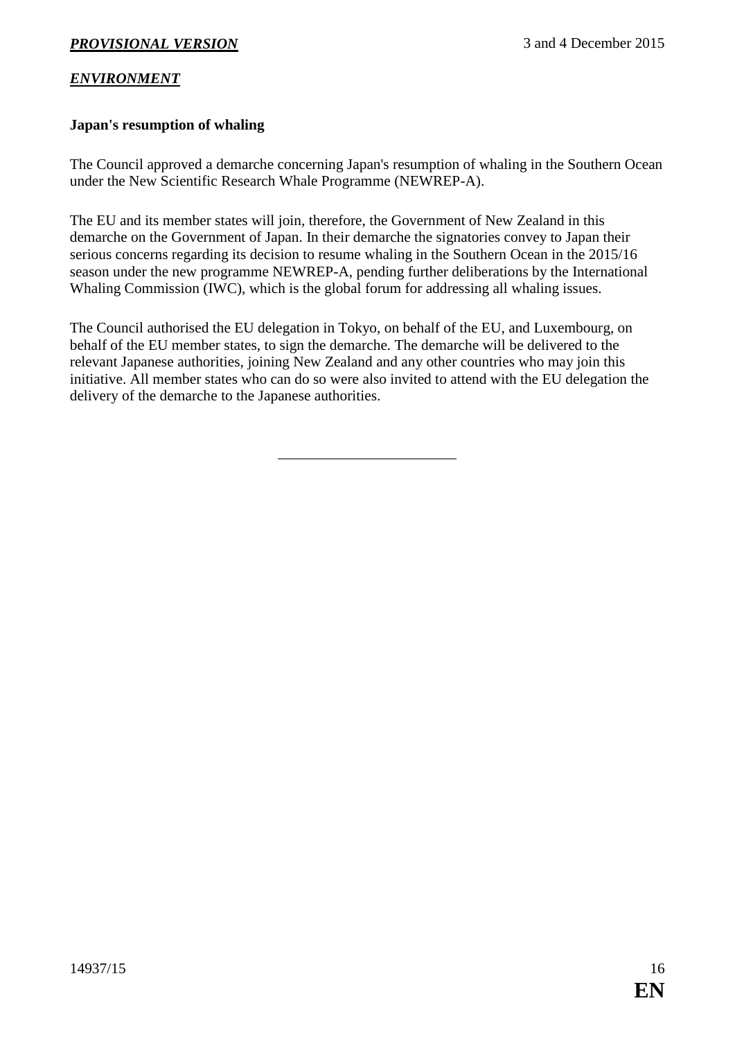## *ENVIRONMENT*

### Japan's resumption of whaling

The Council approved a demarche concerning Japan's resumption of whaling in the Southern Ocean under the New Scientific Research Whale Programme (NEWREP-A).

The EU and its member states will join, therefore, the Government of New Zealand in this demarche on the Government of Japan. In their demarche the signatories convey to Japan their serious concerns regarding its decision to resume whaling in the Southern Ocean in the 2015/16 season under the new programme NEWREP-A, pending further deliberations by the International Whaling Commission (IWC), which is the global forum for addressing all whaling issues.

The Council authorised the EU delegation in Tokyo, on behalf of the EU, and Luxembourg, on behalf of the EU member states, to sign the demarche. The demarche will be delivered to the relevant Japanese authorities, joining New Zealand and any other countries who may join this initiative. All member states who can do so were also invited to attend with the EU delegation the delivery of the demarche to the Japanese authorities.